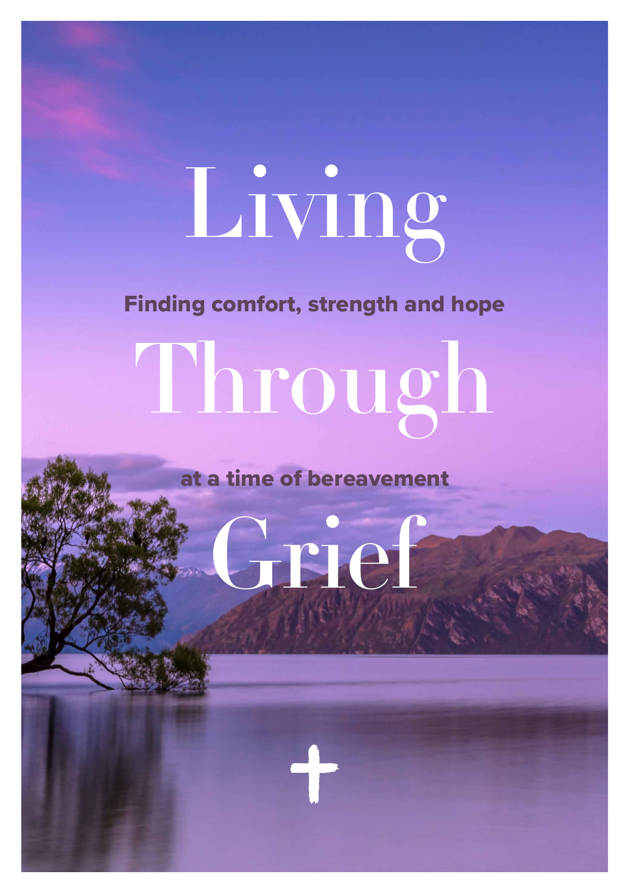# Living Through Grief

**Finding comfort, strength and hope**

**at a time of bereavement**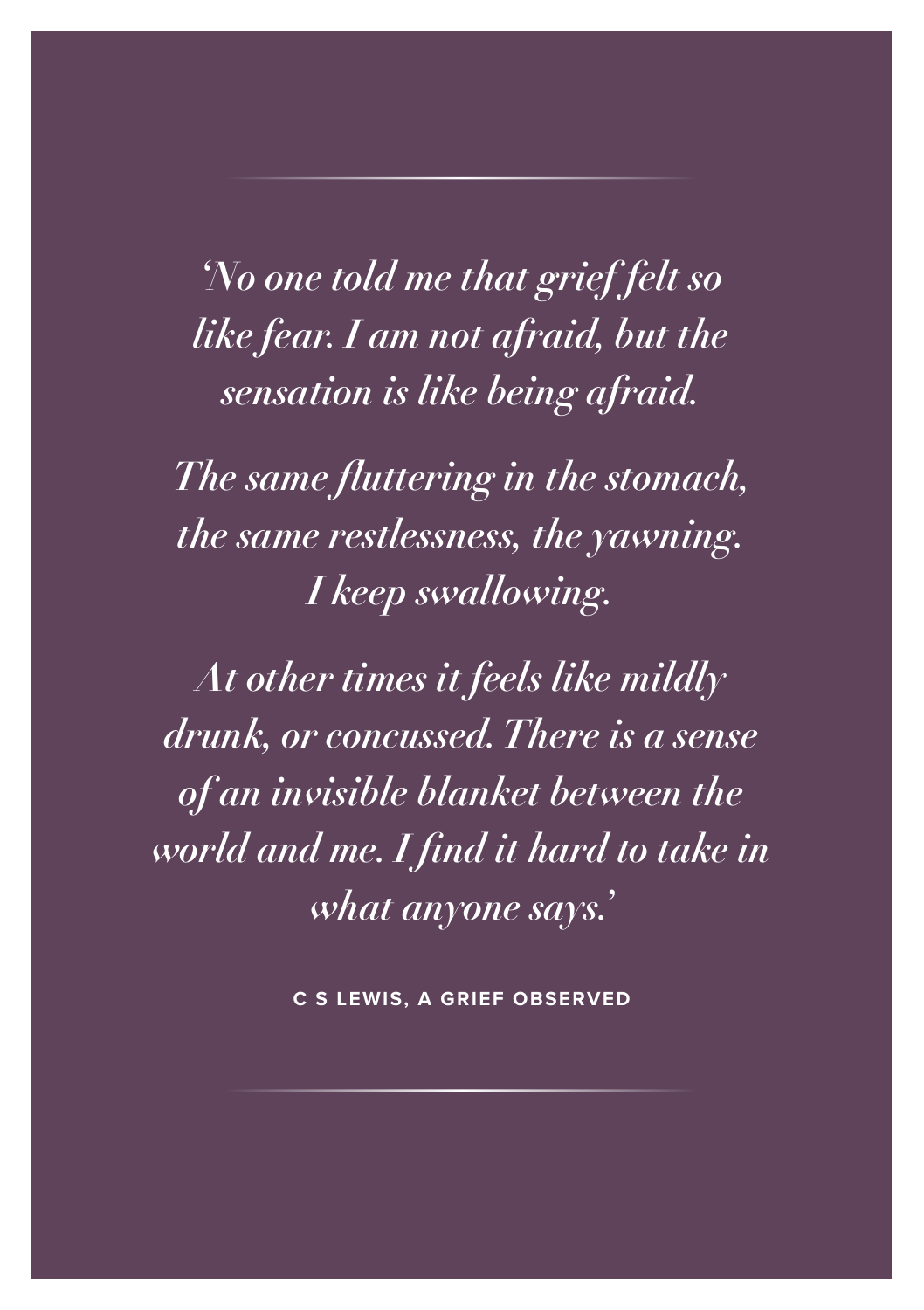*'No one told me that grief felt so like fear. I am not afraid, but the sensation is like being afraid.*

*The same fluttering in the stomach, the same restlessness, the yawning. I keep swallowing.*

*At other times it feels like mildly drunk, or concussed. There is a sense of an invisible blanket between the world and me. I find it hard to take in what anyone says.'*

**C S LEWIS, A GRIEF OBSERVED**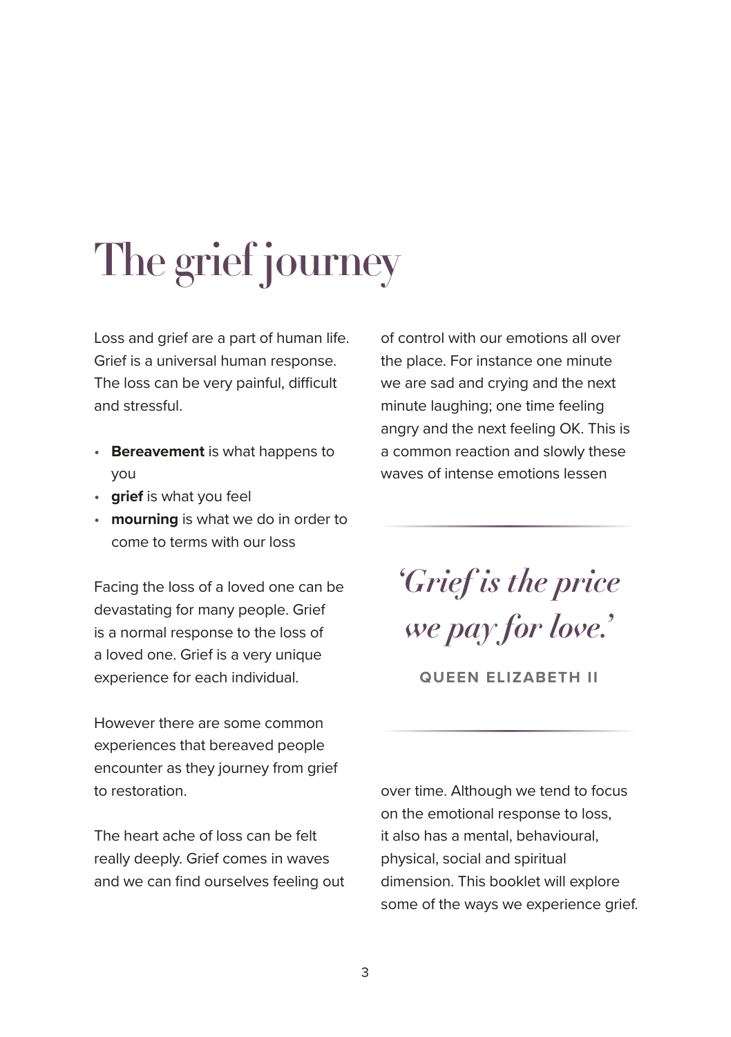# The grief journey

Loss and grief are a part of human life. Grief is a universal human response. The loss can be very painful, difficult and stressful.

- **Bereavement** is what happens to you
- **grief** is what you feel
- **mourning** is what we do in order to come to terms with our loss

Facing the loss of a loved one can be devastating for many people. Grief is a normal response to the loss of a loved one. Grief is a very unique experience for each individual.

However there are some common experiences that bereaved people encounter as they journey from grief to restoration.

The heart ache of loss can be felt really deeply. Grief comes in waves and we can find ourselves feeling out of control with our emotions all over the place. For instance one minute we are sad and crying and the next minute laughing; one time feeling angry and the next feeling OK. This is a common reaction and slowly these waves of intense emotions lessen over time. Although we tend to focus on the emotional response to loss, it also has a mental, behavioural, physical, social and spiritual dimension. This booklet will explore some of the ways we experience grief.

> *'Grief is the price we pay for love.'*
>
> QUEEN ELIZABETH II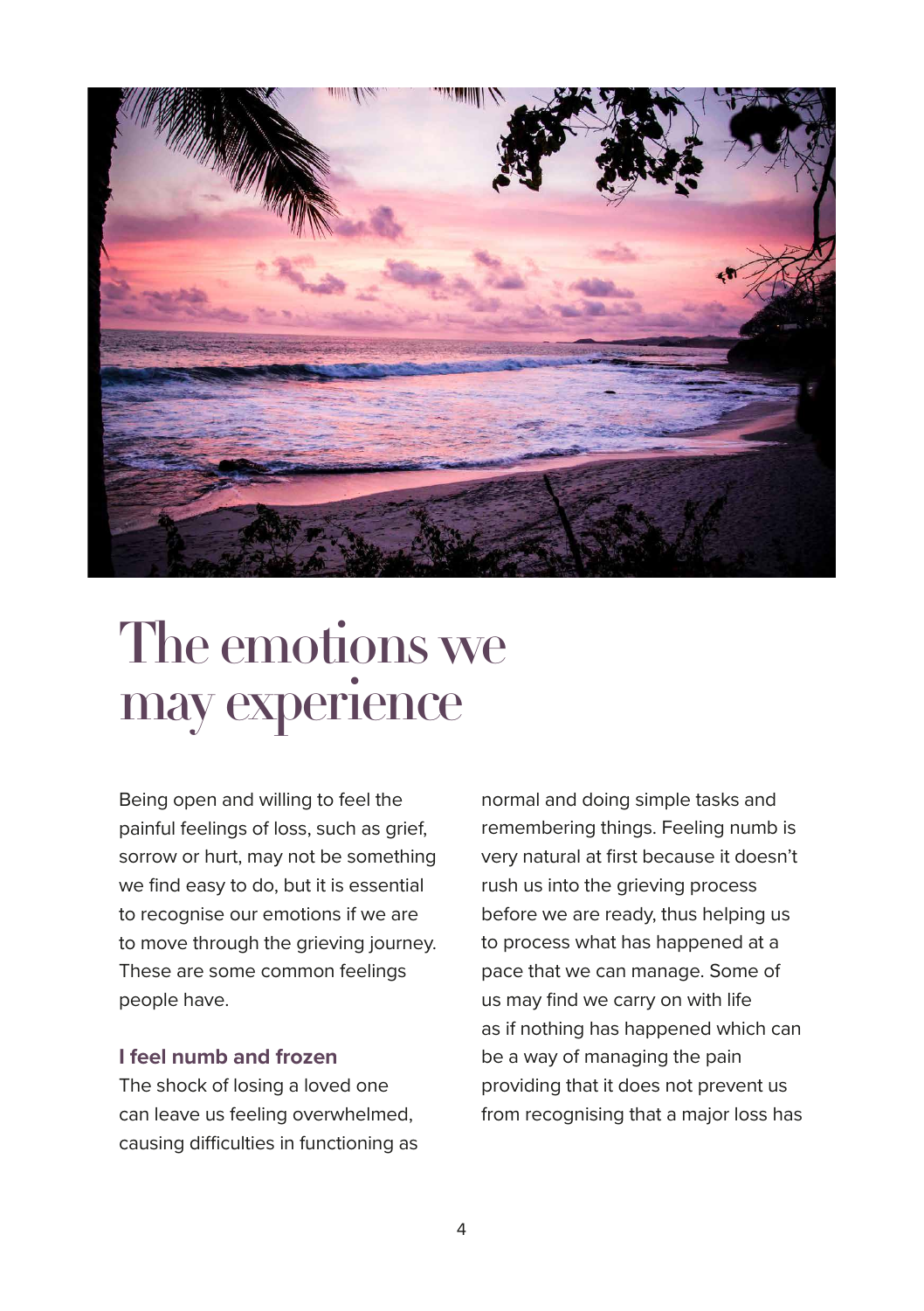# The emotions we may experience

Being open and willing to feel the painful feelings of loss, such as grief, sorrow or hurt, may not be something we find easy to do, but it is essential to recognise our emotions if we are to move through the grieving journey. These are some common feelings people have.

### I feel numb and frozen

The shock of losing a loved one can leave us feeling overwhelmed, causing difficulties in functioning as normal and doing simple tasks and remembering things. Feeling numb is very natural at first because it doesn't rush us into the grieving process before we are ready, thus helping us to process what has happened at a pace that we can manage. Some of us may find we carry on with life as if nothing has happened which can be a way of managing the pain providing that it does not prevent us from recognising that a major loss has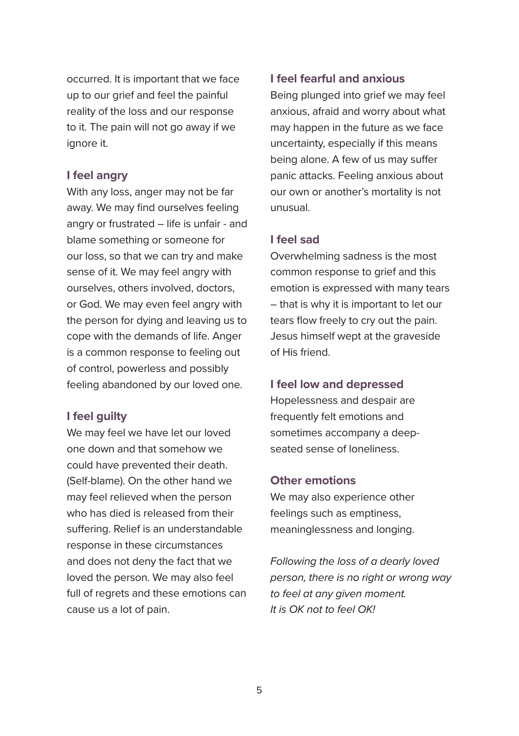occurred. It is important that we face up to our grief and feel the painful reality of the loss and our response to it. The pain will not go away if we ignore it.

### I feel angry

With any loss, anger may not be far away. We may find ourselves feeling angry or frustrated – life is unfair - and blame something or someone for our loss, so that we can try and make sense of it. We may feel angry with ourselves, others involved, doctors, or God. We may even feel angry with the person for dying and leaving us to cope with the demands of life. Anger is a common response to feeling out of control, powerless and possibly feeling abandoned by our loved one.

### I feel guilty

We may feel we have let our loved one down and that somehow we could have prevented their death. (Self-blame). On the other hand we may feel relieved when the person who has died is released from their suffering. Relief is an understandable response in these circumstances and does not deny the fact that we loved the person. We may also feel full of regrets and these emotions can cause us a lot of pain.

### I feel fearful and anxious

Being plunged into grief we may feel anxious, afraid and worry about what may happen in the future as we face uncertainty, especially if this means being alone. A few of us may suffer panic attacks. Feeling anxious about our own or another's mortality is not unusual.

### I feel sad

Overwhelming sadness is the most common response to grief and this emotion is expressed with many tears – that is why it is important to let our tears flow freely to cry out the pain. Jesus himself wept at the graveside of His friend.

### I feel low and depressed

Hopelessness and despair are frequently felt emotions and sometimes accompany a deep-seated sense of loneliness.

### Other emotions

We may also experience other feelings such as emptiness, meaninglessness and longing.

*Following the loss of a dearly loved person, there is no right or wrong way to feel at any given moment.*
*It is OK not to feel OK!*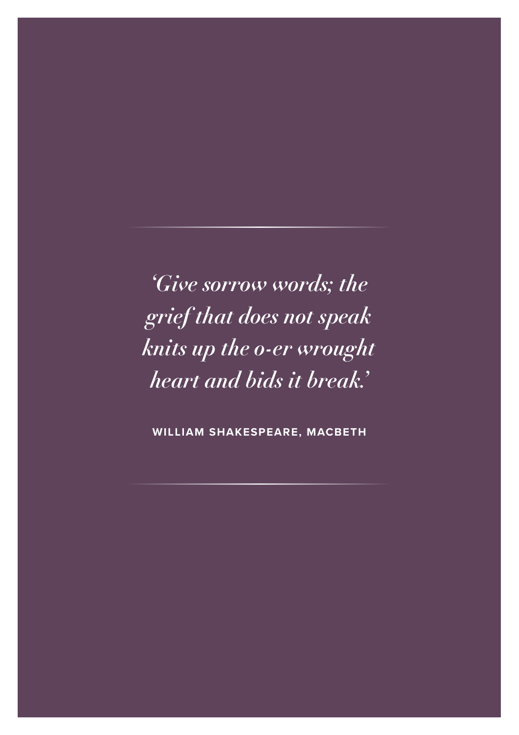*‘Give sorrow words; the grief that does not speak knits up the o-er wrought heart and bids it break.’*

**WILLIAM SHAKESPEARE, MACBETH**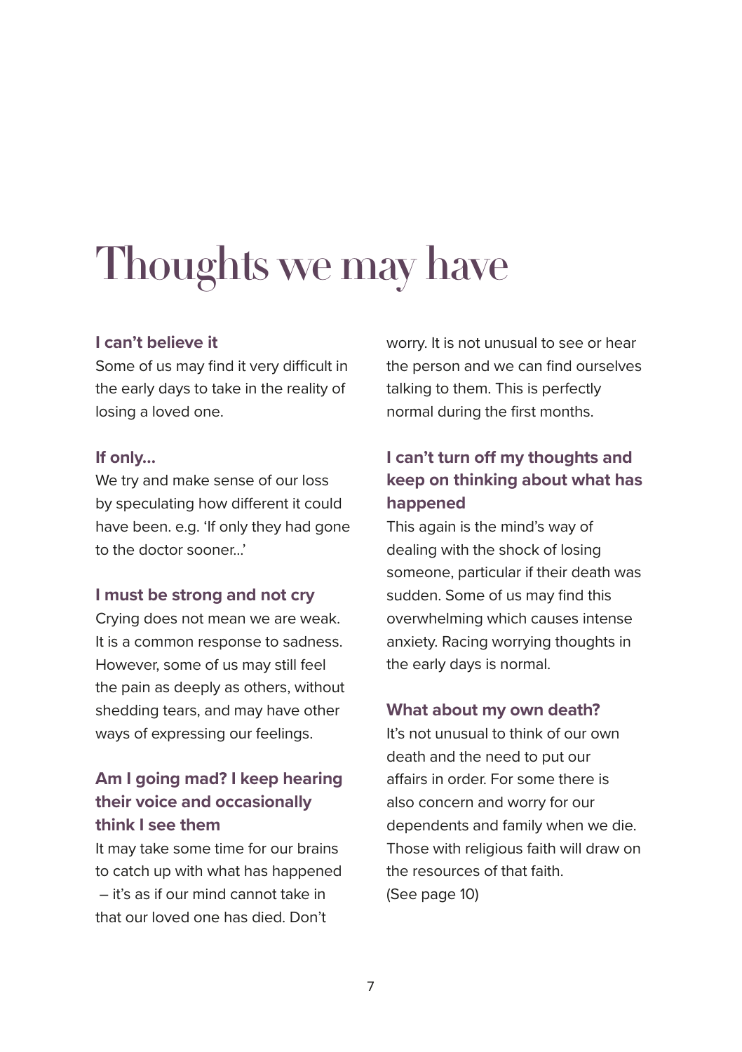# Thoughts we may have

### I can't believe it

Some of us may find it very difficult in the early days to take in the reality of losing a loved one.

### If only...

We try and make sense of our loss by speculating how different it could have been. e.g. 'If only they had gone to the doctor sooner...'

### I must be strong and not cry

Crying does not mean we are weak. It is a common response to sadness. However, some of us may still feel the pain as deeply as others, without shedding tears, and may have other ways of expressing our feelings.

### Am I going mad? I keep hearing their voice and occasionally think I see them

It may take some time for our brains to catch up with what has happened – it's as if our mind cannot take in that our loved one has died. Don't worry. It is not unusual to see or hear the person and we can find ourselves talking to them. This is perfectly normal during the first months.

### I can't turn off my thoughts and keep on thinking about what has happened

This again is the mind's way of dealing with the shock of losing someone, particular if their death was sudden. Some of us may find this overwhelming which causes intense anxiety. Racing worrying thoughts in the early days is normal.

### What about my own death?

It's not unusual to think of our own death and the need to put our affairs in order. For some there is also concern and worry for our dependents and family when we die. Those with religious faith will draw on the resources of that faith.
(See page 10)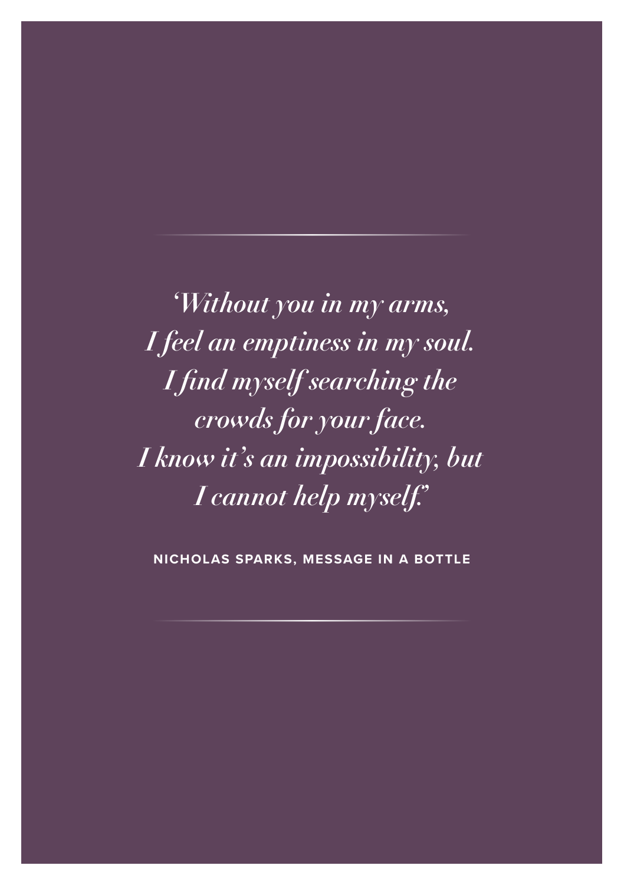*'Without you in my arms,*
*I feel an emptiness in my soul.*
*I find myself searching the*
*crowds for your face.*
*I know it's an impossibility, but*
*I cannot help myself.'*

**NICHOLAS SPARKS, MESSAGE IN A BOTTLE**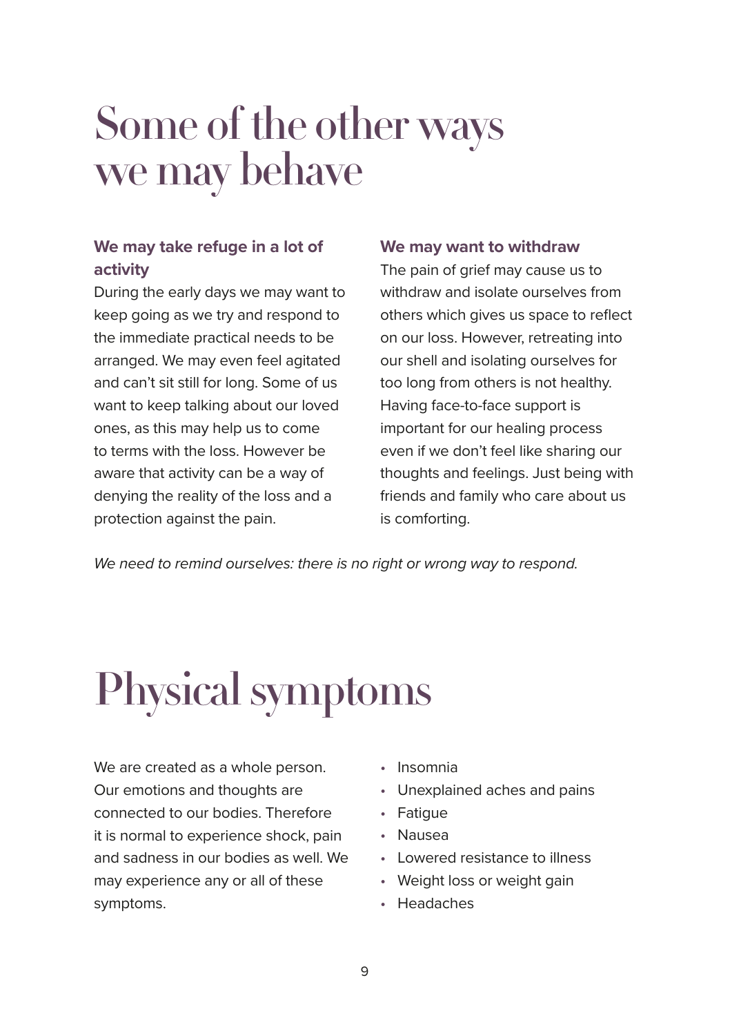# Some of the other ways we may behave

### We may take refuge in a lot of activity

During the early days we may want to keep going as we try and respond to the immediate practical needs to be arranged. We may even feel agitated and can't sit still for long. Some of us want to keep talking about our loved ones, as this may help us to come to terms with the loss. However be aware that activity can be a way of denying the reality of the loss and a protection against the pain.

### We may want to withdraw

The pain of grief may cause us to withdraw and isolate ourselves from others which gives us space to reflect on our loss. However, retreating into our shell and isolating ourselves for too long from others is not healthy. Having face-to-face support is important for our healing process even if we don't feel like sharing our thoughts and feelings. Just being with friends and family who care about us is comforting.

*We need to remind ourselves: there is no right or wrong way to respond.*

# Physical symptoms

We are created as a whole person. Our emotions and thoughts are connected to our bodies. Therefore it is normal to experience shock, pain and sadness in our bodies as well. We may experience any or all of these symptoms.

- Insomnia
- Unexplained aches and pains
- Fatigue
- Nausea
- Lowered resistance to illness
- Weight loss or weight gain
- Headaches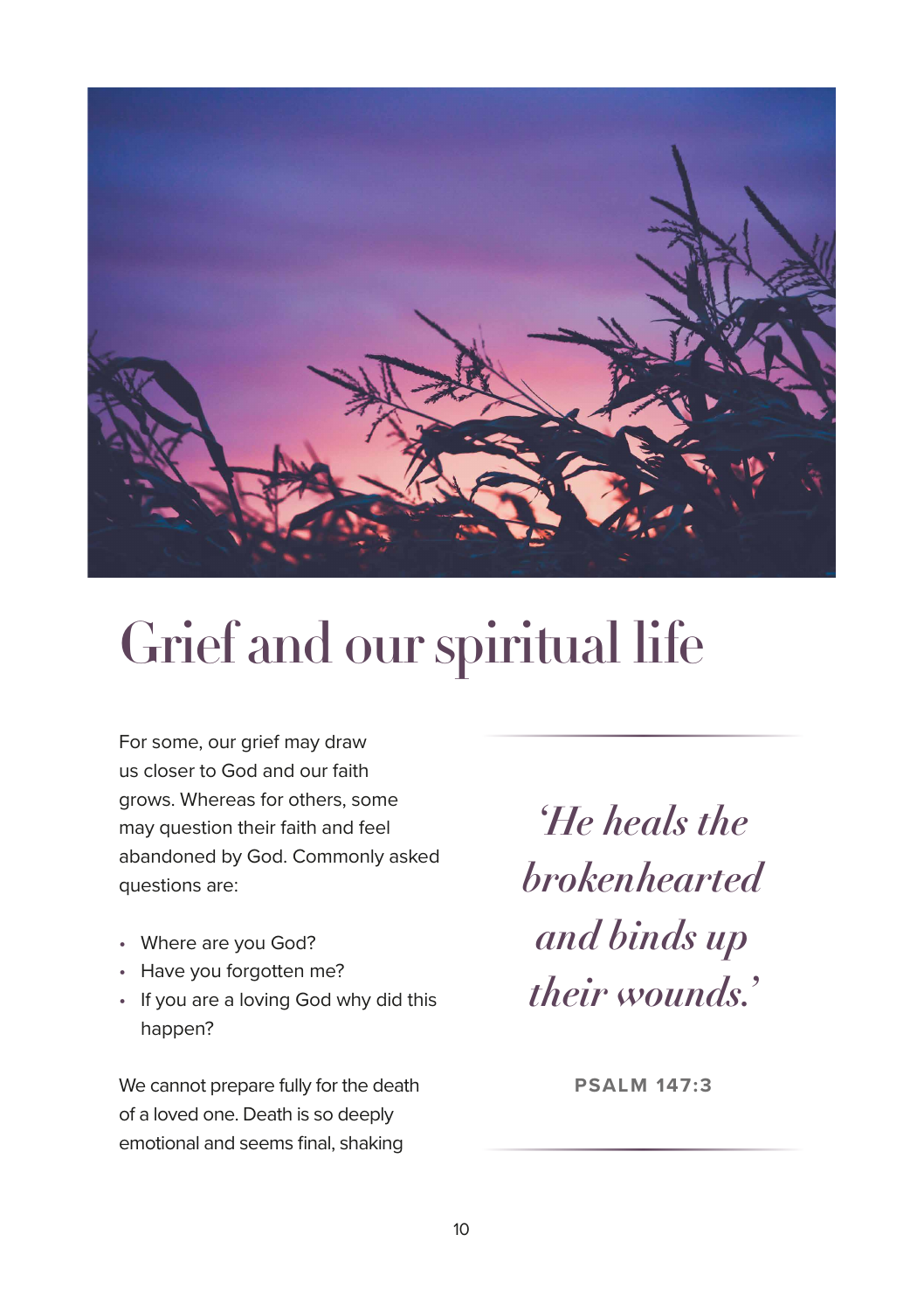# Grief and our spiritual life

For some, our grief may draw us closer to God and our faith grows. Whereas for others, some may question their faith and feel abandoned by God. Commonly asked questions are:

- Where are you God?
- Have you forgotten me?
- If you are a loving God why did this happen?

We cannot prepare fully for the death of a loved one. Death is so deeply emotional and seems final, shaking

> *'He heals the brokenhearted and binds up their wounds.'*
>
> **PSALM 147:3**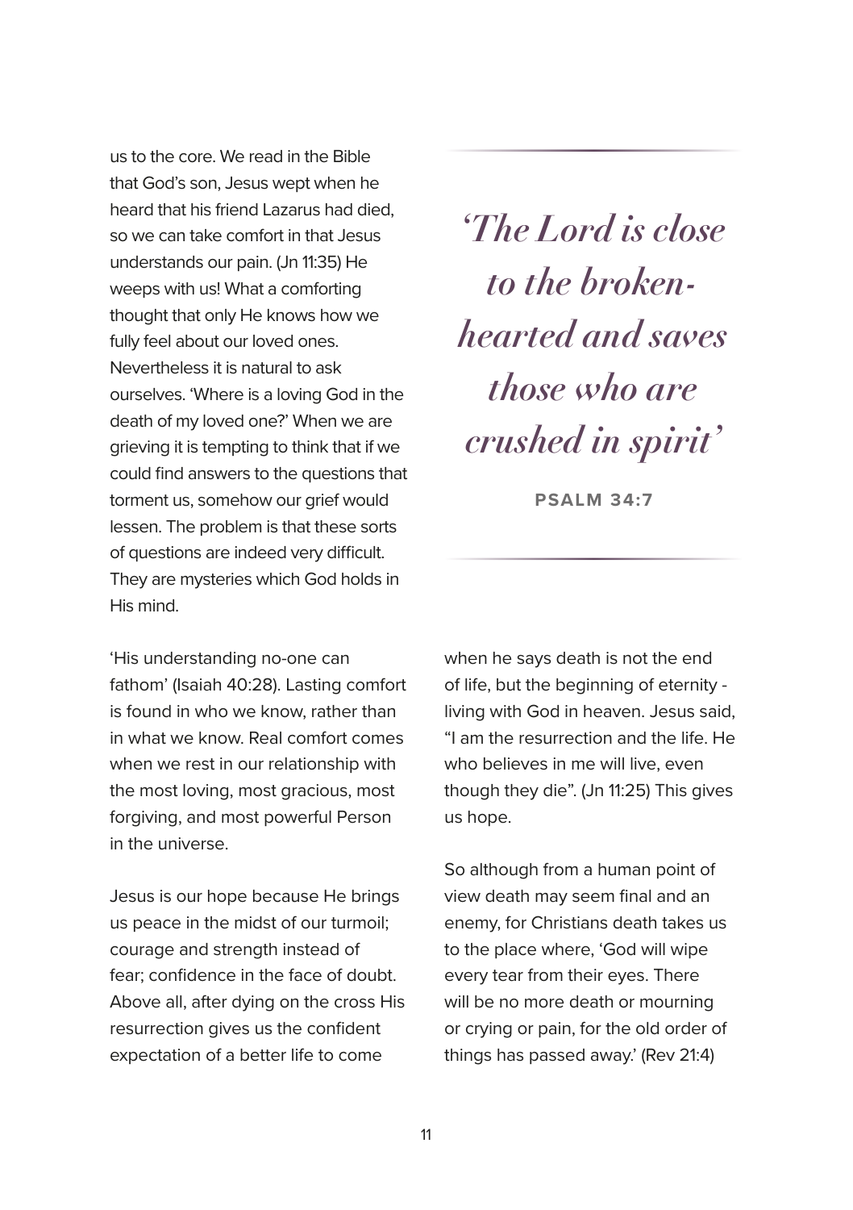us to the core. We read in the Bible that God's son, Jesus wept when he heard that his friend Lazarus had died, so we can take comfort in that Jesus understands our pain. (Jn 11:35) He weeps with us! What a comforting thought that only He knows how we fully feel about our loved ones. Nevertheless it is natural to ask ourselves. 'Where is a loving God in the death of my loved one?' When we are grieving it is tempting to think that if we could find answers to the questions that torment us, somehow our grief would lessen. The problem is that these sorts of questions are indeed very difficult. They are mysteries which God holds in His mind.

> *'The Lord is close to the broken-hearted and saves those who are crushed in spirit'*
>
> **PSALM 34:7**

'His understanding no-one can fathom' (Isaiah 40:28). Lasting comfort is found in who we know, rather than in what we know. Real comfort comes when we rest in our relationship with the most loving, most gracious, most forgiving, and most powerful Person in the universe.

Jesus is our hope because He brings us peace in the midst of our turmoil; courage and strength instead of fear; confidence in the face of doubt. Above all, after dying on the cross His resurrection gives us the confident expectation of a better life to come when he says death is not the end of life, but the beginning of eternity - living with God in heaven. Jesus said, "I am the resurrection and the life. He who believes in me will live, even though they die". (Jn 11:25) This gives us hope.

So although from a human point of view death may seem final and an enemy, for Christians death takes us to the place where, 'God will wipe every tear from their eyes. There will be no more death or mourning or crying or pain, for the old order of things has passed away.' (Rev 21:4)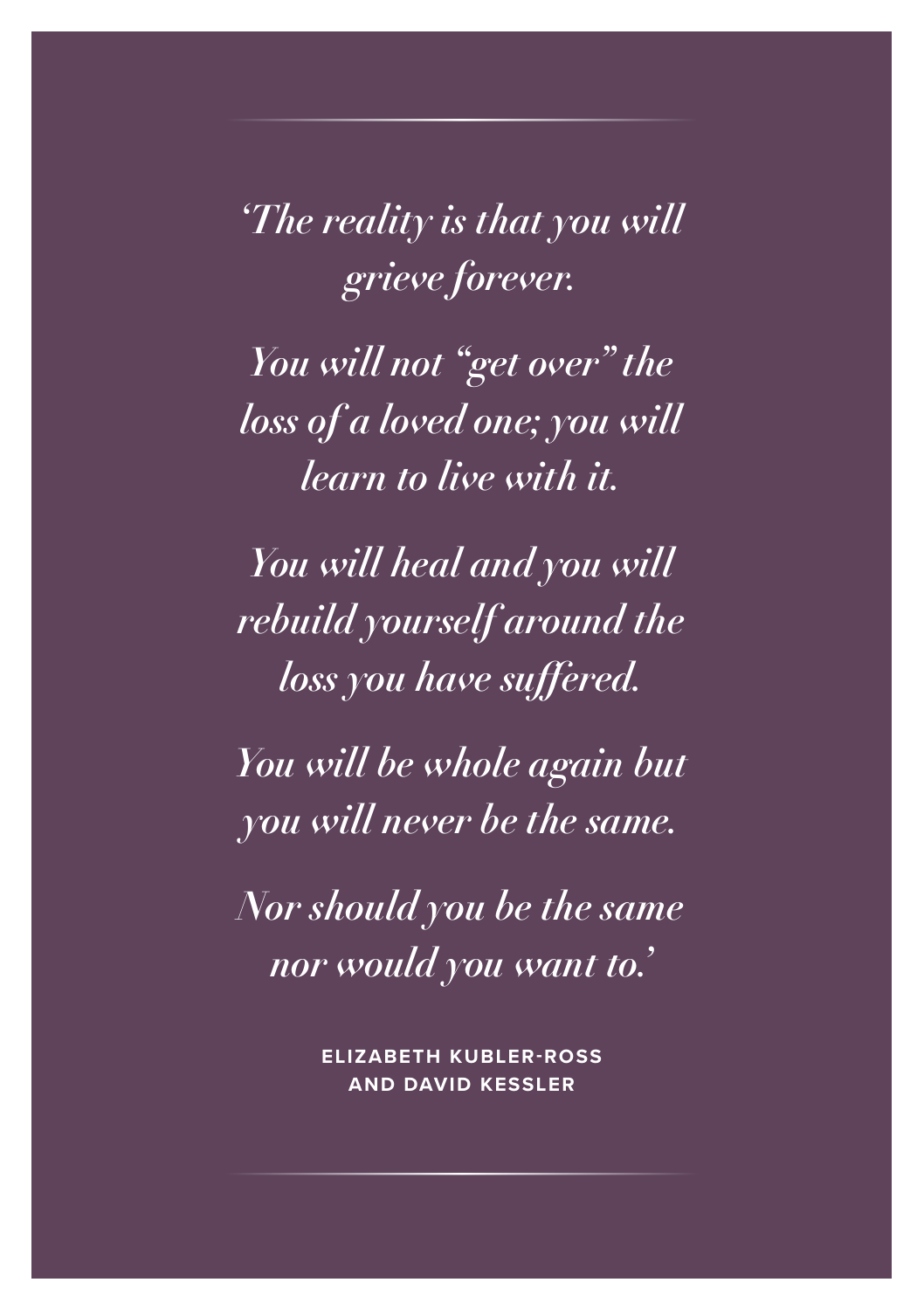*‘The reality is that you will grieve forever.*

*You will not “get over” the loss of a loved one; you will learn to live with it.*

*You will heal and you will rebuild yourself around the loss you have suffered.*

*You will be whole again but you will never be the same.*

*Nor should you be the same nor would you want to.’*

**ELIZABETH KUBLER-ROSS AND DAVID KESSLER**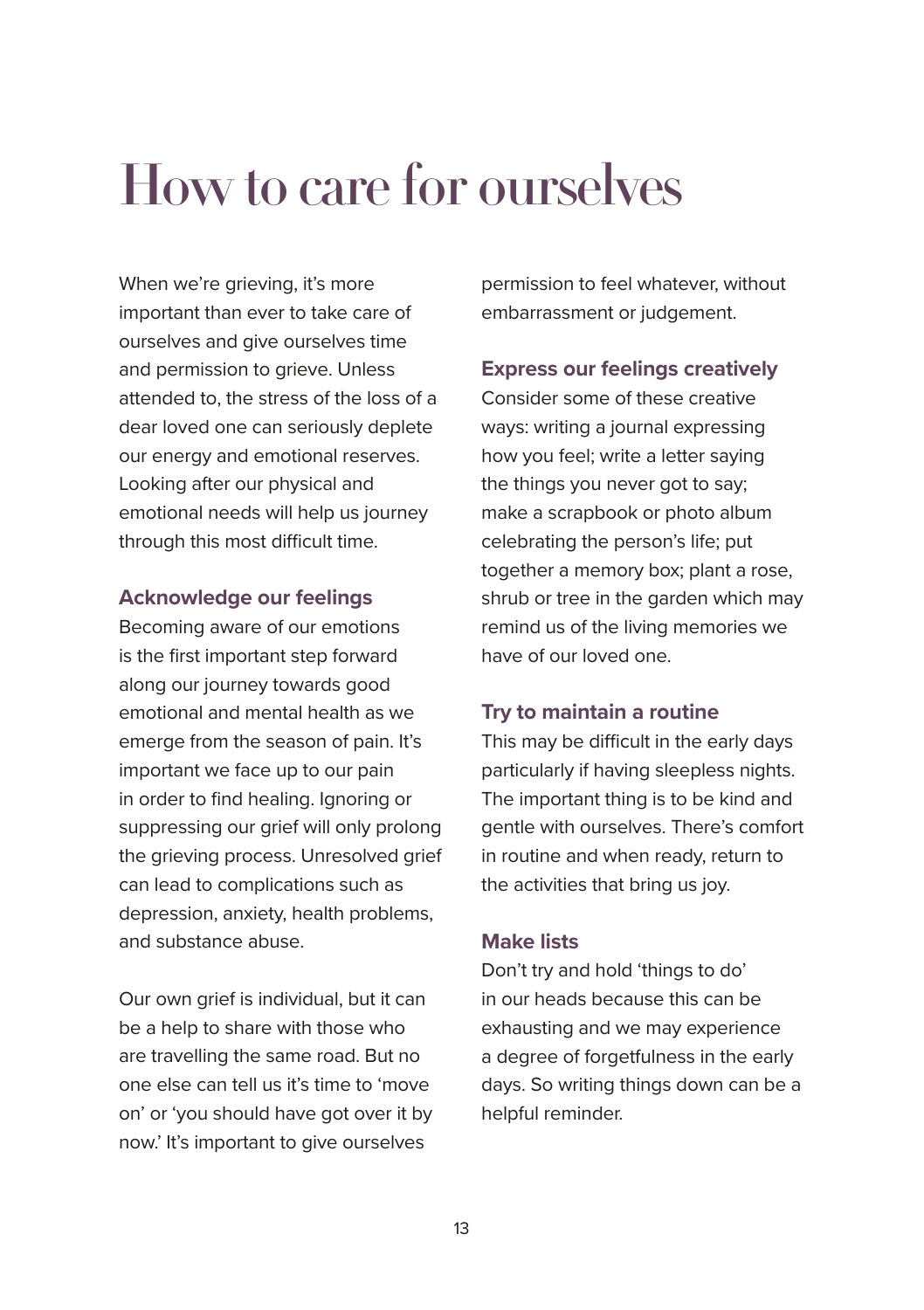# How to care for ourselves

When we're grieving, it's more important than ever to take care of ourselves and give ourselves time and permission to grieve. Unless attended to, the stress of the loss of a dear loved one can seriously deplete our energy and emotional reserves. Looking after our physical and emotional needs will help us journey through this most difficult time.

### Acknowledge our feelings

Becoming aware of our emotions is the first important step forward along our journey towards good emotional and mental health as we emerge from the season of pain. It's important we face up to our pain in order to find healing. Ignoring or suppressing our grief will only prolong the grieving process. Unresolved grief can lead to complications such as depression, anxiety, health problems, and substance abuse.

Our own grief is individual, but it can be a help to share with those who are travelling the same road. But no one else can tell us it's time to 'move on' or 'you should have got over it by now.' It's important to give ourselves permission to feel whatever, without embarrassment or judgement.

### Express our feelings creatively

Consider some of these creative ways: writing a journal expressing how you feel; write a letter saying the things you never got to say; make a scrapbook or photo album celebrating the person's life; put together a memory box; plant a rose, shrub or tree in the garden which may remind us of the living memories we have of our loved one.

### Try to maintain a routine

This may be difficult in the early days particularly if having sleepless nights. The important thing is to be kind and gentle with ourselves. There's comfort in routine and when ready, return to the activities that bring us joy.

### Make lists

Don't try and hold 'things to do' in our heads because this can be exhausting and we may experience a degree of forgetfulness in the early days. So writing things down can be a helpful reminder.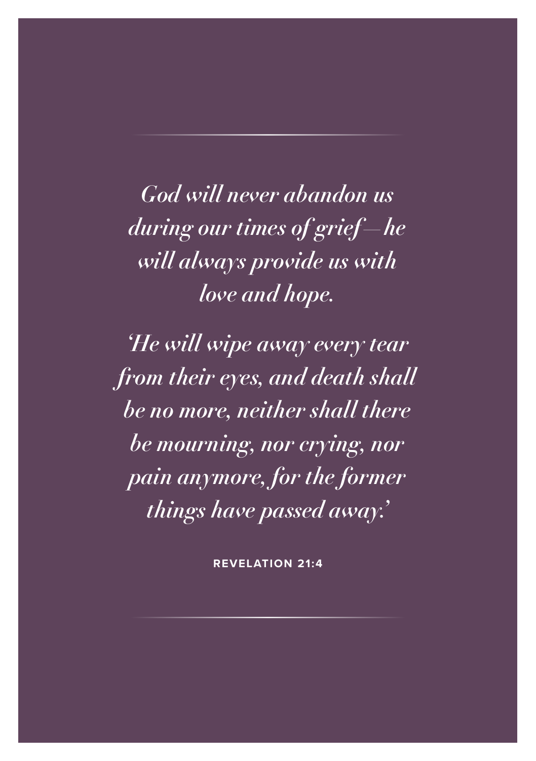*God will never abandon us during our times of grief—he will always provide us with love and hope.*

*'He will wipe away every tear from their eyes, and death shall be no more, neither shall there be mourning, nor crying, nor pain anymore, for the former things have passed away.'*

**REVELATION 21:4**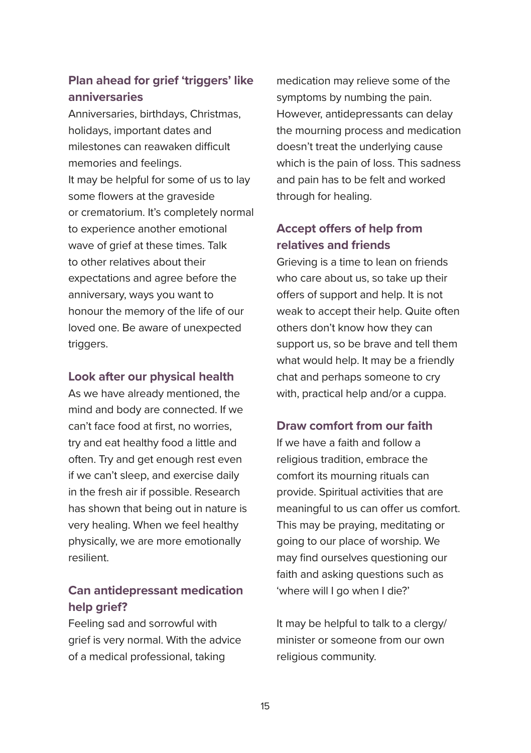### Plan ahead for grief 'triggers' like anniversaries

Anniversaries, birthdays, Christmas, holidays, important dates and milestones can reawaken difficult memories and feelings.

It may be helpful for some of us to lay some flowers at the graveside or crematorium. It's completely normal to experience another emotional wave of grief at these times. Talk to other relatives about their expectations and agree before the anniversary, ways you want to honour the memory of the life of our loved one. Be aware of unexpected triggers.

### Look after our physical health

As we have already mentioned, the mind and body are connected. If we can't face food at first, no worries, try and eat healthy food a little and often. Try and get enough rest even if we can't sleep, and exercise daily in the fresh air if possible. Research has shown that being out in nature is very healing. When we feel healthy physically, we are more emotionally resilient.

### Can antidepressant medication help grief?

Feeling sad and sorrowful with grief is very normal. With the advice of a medical professional, taking medication may relieve some of the symptoms by numbing the pain. However, antidepressants can delay the mourning process and medication doesn't treat the underlying cause which is the pain of loss. This sadness and pain has to be felt and worked through for healing.

### Accept offers of help from relatives and friends

Grieving is a time to lean on friends who care about us, so take up their offers of support and help. It is not weak to accept their help. Quite often others don't know how they can support us, so be brave and tell them what would help. It may be a friendly chat and perhaps someone to cry with, practical help and/or a cuppa.

### Draw comfort from our faith

If we have a faith and follow a religious tradition, embrace the comfort its mourning rituals can provide. Spiritual activities that are meaningful to us can offer us comfort. This may be praying, meditating or going to our place of worship. We may find ourselves questioning our faith and asking questions such as 'where will I go when I die?'

It may be helpful to talk to a clergy/minister or someone from our own religious community.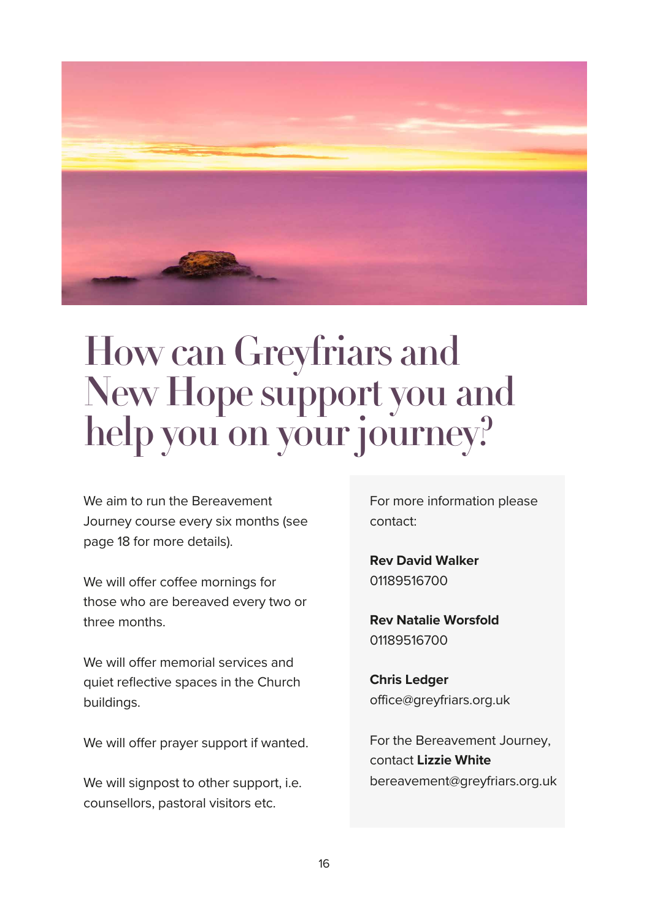# How can Greyfriars and New Hope support you and help you on your journey?

We aim to run the Bereavement Journey course every six months (see page 18 for more details).

We will offer coffee mornings for those who are bereaved every two or three months.

We will offer memorial services and quiet reflective spaces in the Church buildings.

We will offer prayer support if wanted.

We will signpost to other support, i.e. counsellors, pastoral visitors etc.

For more information please contact:

**Rev David Walker**
01189516700

**Rev Natalie Worsfold**
01189516700

**Chris Ledger**
office@greyfriars.org.uk

For the Bereavement Journey, contact **Lizzie White**
bereavement@greyfriars.org.uk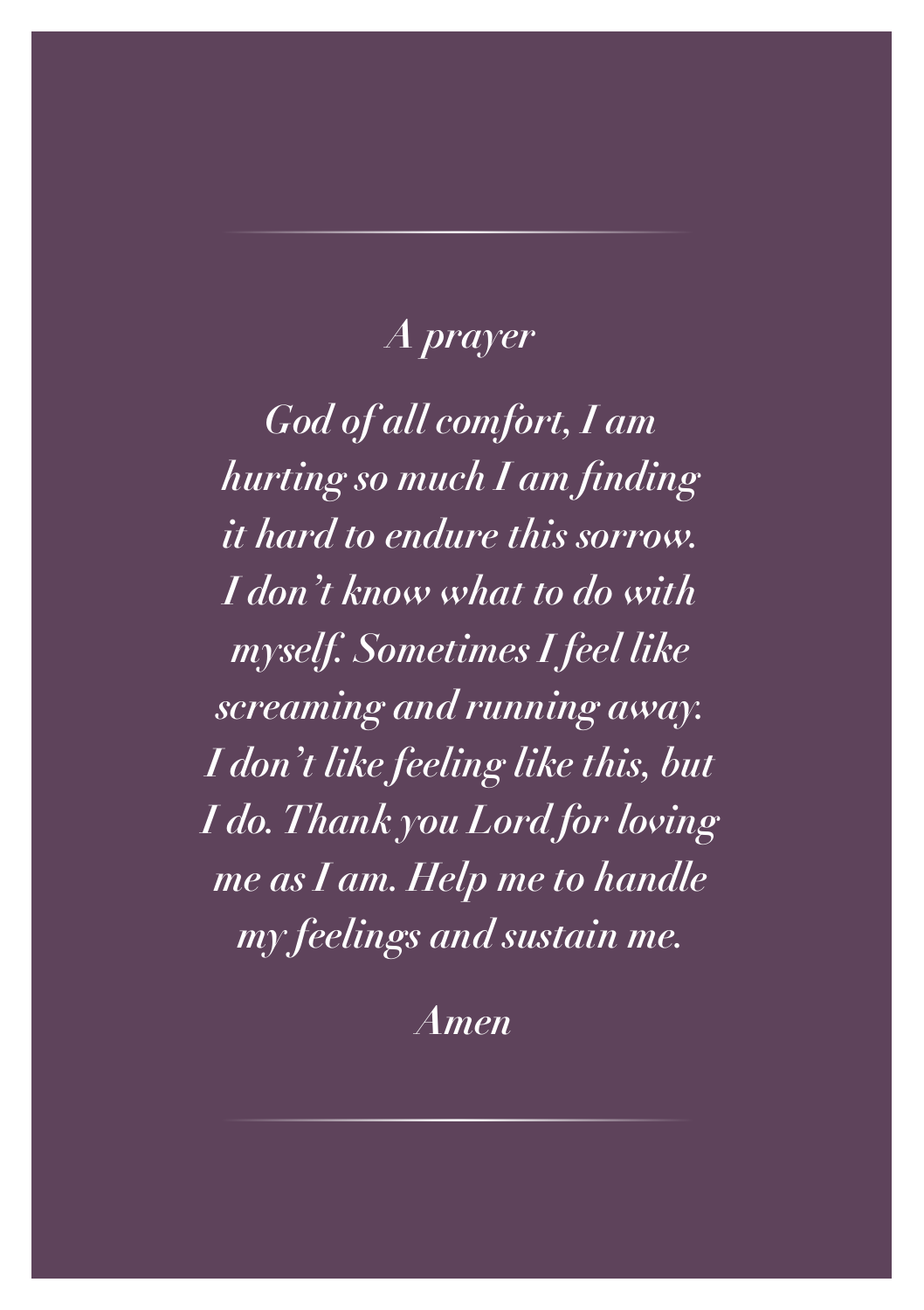*A prayer*

*God of all comfort, I am hurting so much I am finding it hard to endure this sorrow. I don't know what to do with myself. Sometimes I feel like screaming and running away. I don't like feeling like this, but I do. Thank you Lord for loving me as I am. Help me to handle my feelings and sustain me.*

*Amen*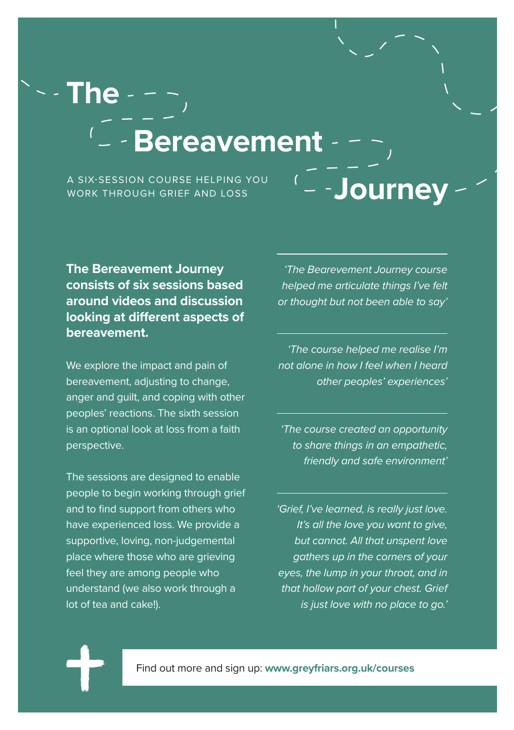# The Bereavement Journey

A SIX-SESSION COURSE HELPING YOU WORK THROUGH GRIEF AND LOSS

**The Bereavement Journey consists of six sessions based around videos and discussion looking at different aspects of bereavement.**

We explore the impact and pain of bereavement, adjusting to change, anger and guilt, and coping with other peoples' reactions. The sixth session is an optional look at loss from a faith perspective.

The sessions are designed to enable people to begin working through grief and to find support from others who have experienced loss. We provide a supportive, loving, non-judgemental place where those who are grieving feel they are among people who understand (we also work through a lot of tea and cake!).

---

*'The Bearevement Journey course helped me articulate things I've felt or thought but not been able to say'*

---

*'The course helped me realise I'm not alone in how I feel when I heard other peoples' experiences'*

---

*'The course created an opportunity to share things in an empathetic, friendly and safe environment'*

---

*'Grief, I've learned, is really just love. It's all the love you want to give, but cannot. All that unspent love gathers up in the corners of your eyes, the lump in your throat, and in that hollow part of your chest. Grief is just love with no place to go.'*

Find out more and sign up: **www.greyfriars.org.uk/courses**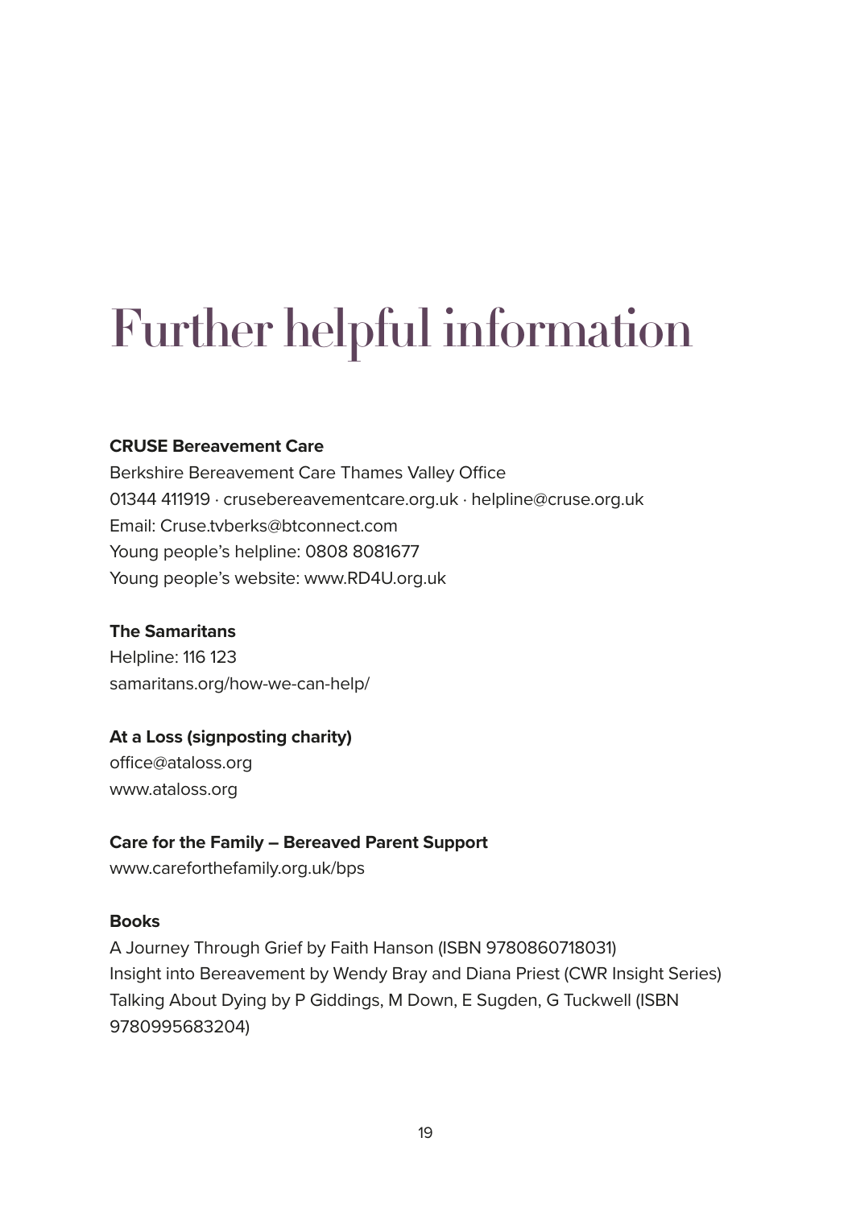# Further helpful information

**CRUSE Bereavement Care**
Berkshire Bereavement Care Thames Valley Office
01344 411919 · crusebereavementcare.org.uk · helpline@cruse.org.uk
Email: Cruse.tvberks@btconnect.com
Young people's helpline: 0808 8081677
Young people's website: www.RD4U.org.uk

**The Samaritans**
Helpline: 116 123
samaritans.org/how-we-can-help/

**At a Loss (signposting charity)**
office@ataloss.org
www.ataloss.org

**Care for the Family – Bereaved Parent Support**
www.careforthefamily.org.uk/bps

**Books**
A Journey Through Grief by Faith Hanson (ISBN 9780860718031)
Insight into Bereavement by Wendy Bray and Diana Priest (CWR Insight Series)
Talking About Dying by P Giddings, M Down, E Sugden, G Tuckwell (ISBN 9780995683204)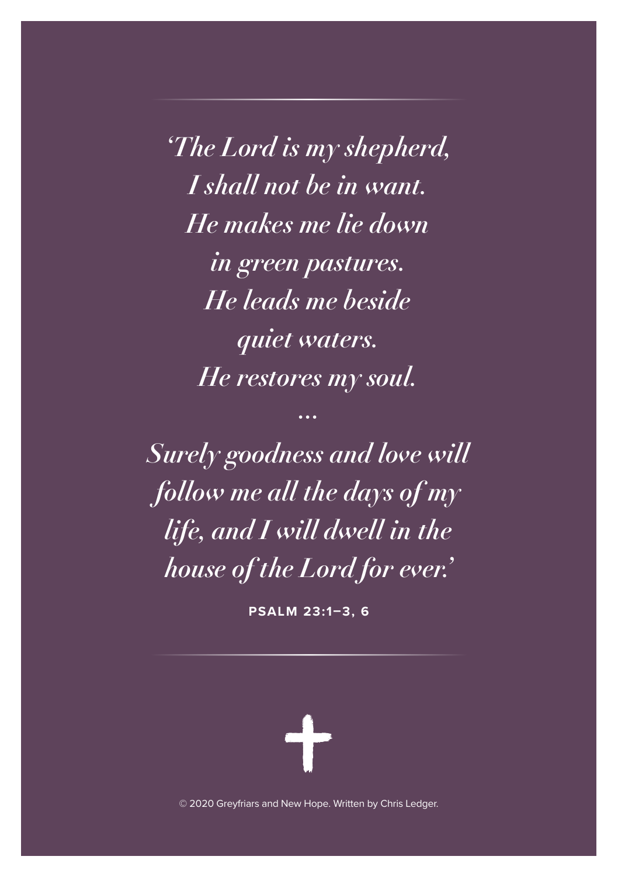*'The Lord is my shepherd,*
*I shall not be in want.*
*He makes me lie down*
*in green pastures.*
*He leads me beside*
*quiet waters.*
*He restores my soul.*

*...*

*Surely goodness and love will*
*follow me all the days of my*
*life, and I will dwell in the*
*house of the Lord for ever.'*

**PSALM 23:1–3, 6**

© 2020 Greyfriars and New Hope. Written by Chris Ledger.